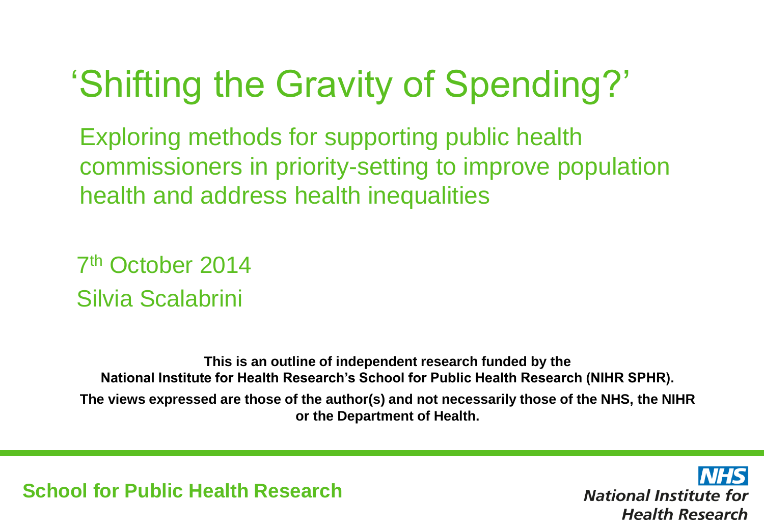# 'Shifting the Gravity of Spending?'

Exploring methods for supporting public health commissioners in priority-setting to improve population health and address health inequalities

7th October 2014

Silvia Scalabrini

**This is an outline of independent research funded by the National Institute for Health Research's School for Public Health Research (NIHR SPHR).**

**The views expressed are those of the author(s) and not necessarily those of the NHS, the NIHR or the Department of Health.**

**School for Public Health Research**

NHS National Institute for Health Research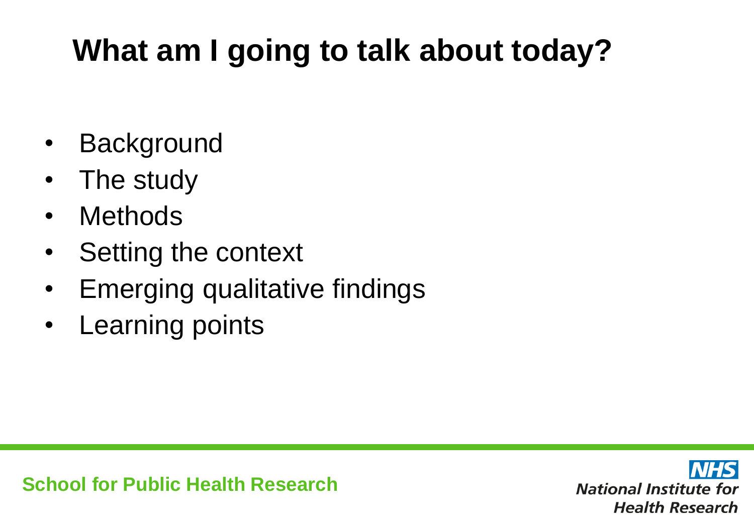# What am I going to talk about today?

- Background
- The study
- Methods
- Setting the context
- Emerging qualitative findings
- Learning points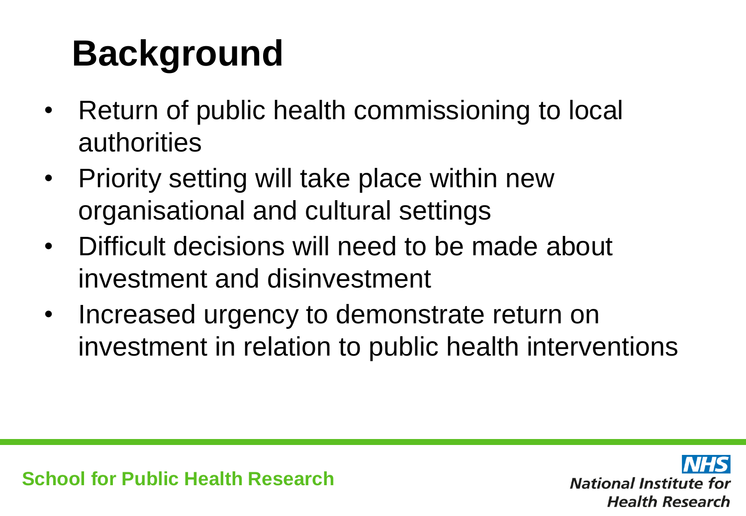# Background

- Return of public health commissioning to local authorities
- Priority setting will take place within new organisational and cultural settings
- Difficult decisions will need to be made about investment and disinvestment
- Increased urgency to demonstrate return on investment in relation to public health interventions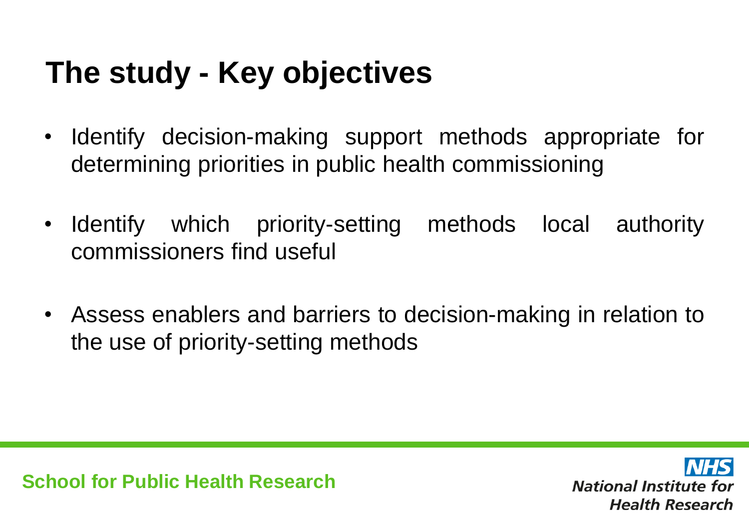# The study - Key objectives

- Identify decision-making support methods appropriate for determining priorities in public health commissioning
- Identify which priority-setting methods local authority commissioners find useful
- Assess enablers and barriers to decision-making in relation to the use of priority-setting methods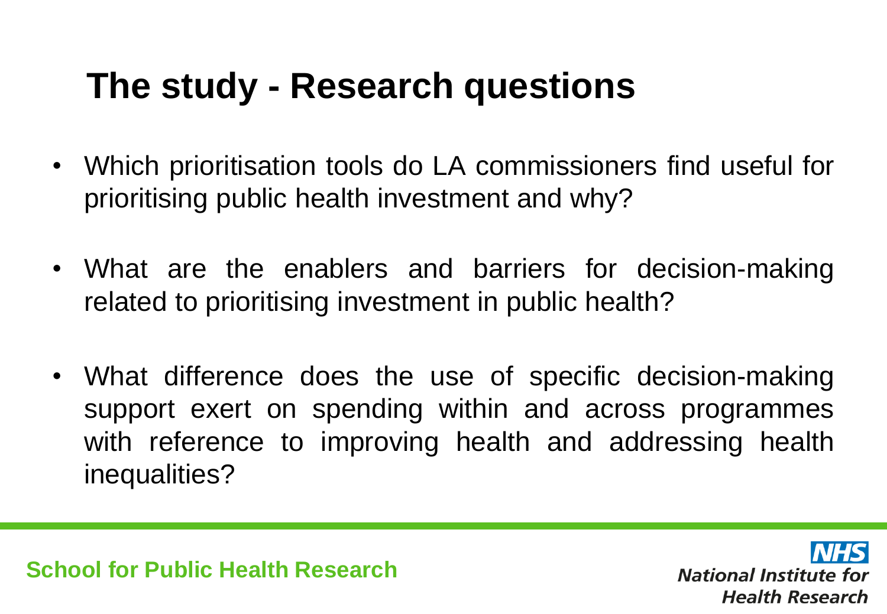# The study - Research questions

- Which prioritisation tools do LA commissioners find useful for prioritising public health investment and why?
- What are the enablers and barriers for decision-making related to prioritising investment in public health?
- What difference does the use of specific decision-making support exert on spending within and across programmes with reference to improving health and addressing health inequalities?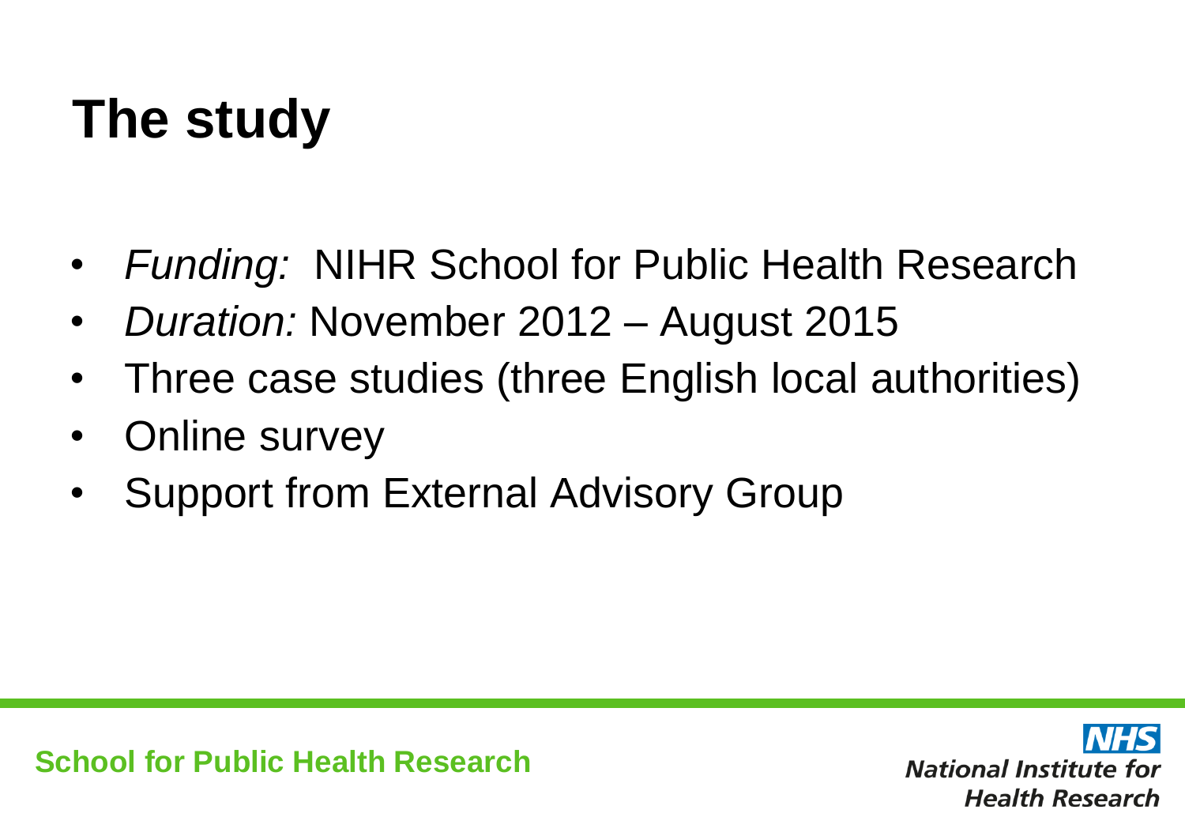# The study

- *Funding:* NIHR School for Public Health Research
- *Duration:* November 2012 – August 2015
- Three case studies (three English local authorities)
- Online survey
- Support from External Advisory Group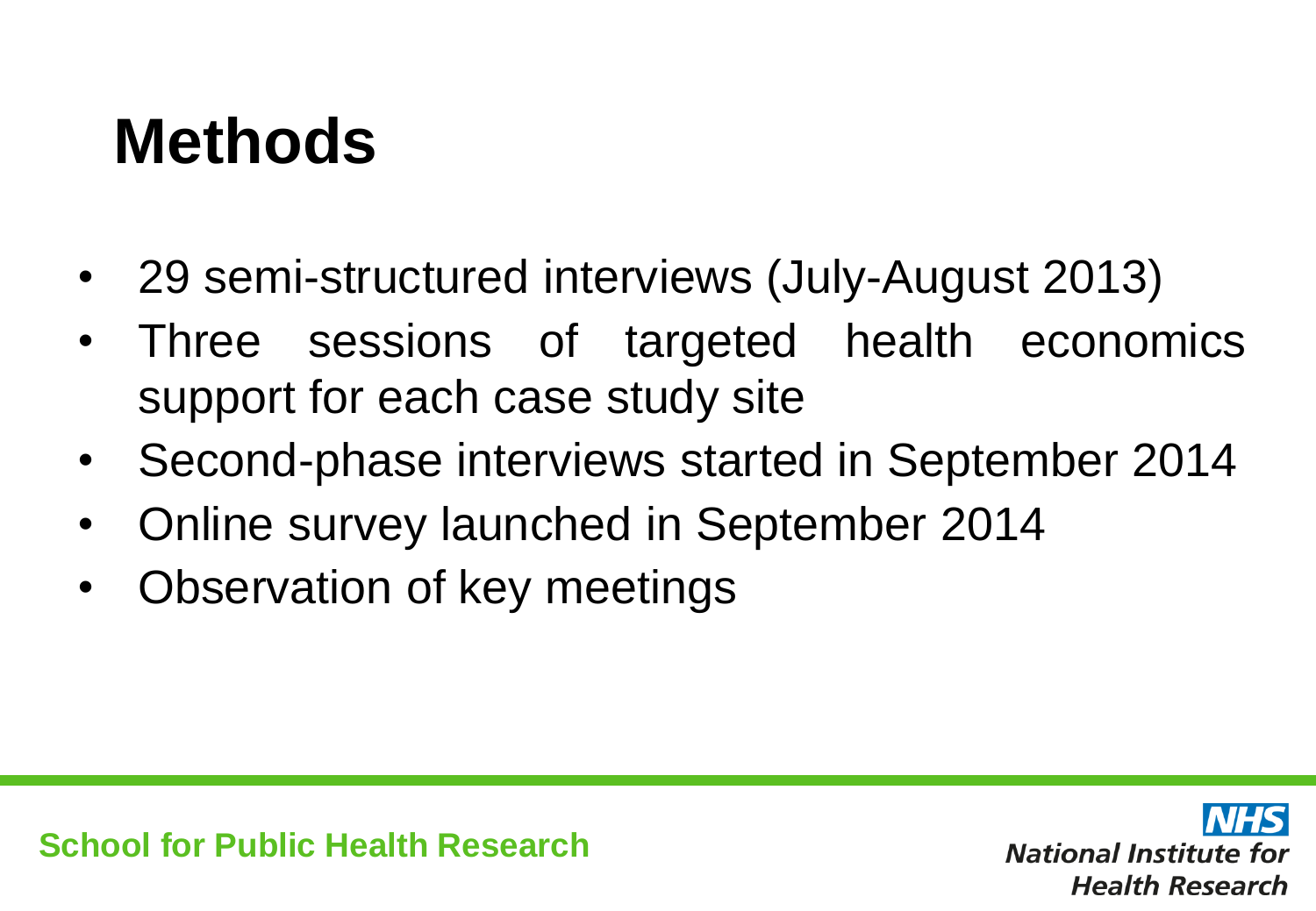# Methods

- 29 semi-structured interviews (July-August 2013)
- Three sessions of targeted health economics support for each case study site
- Second-phase interviews started in September 2014
- Online survey launched in September 2014
- Observation of key meetings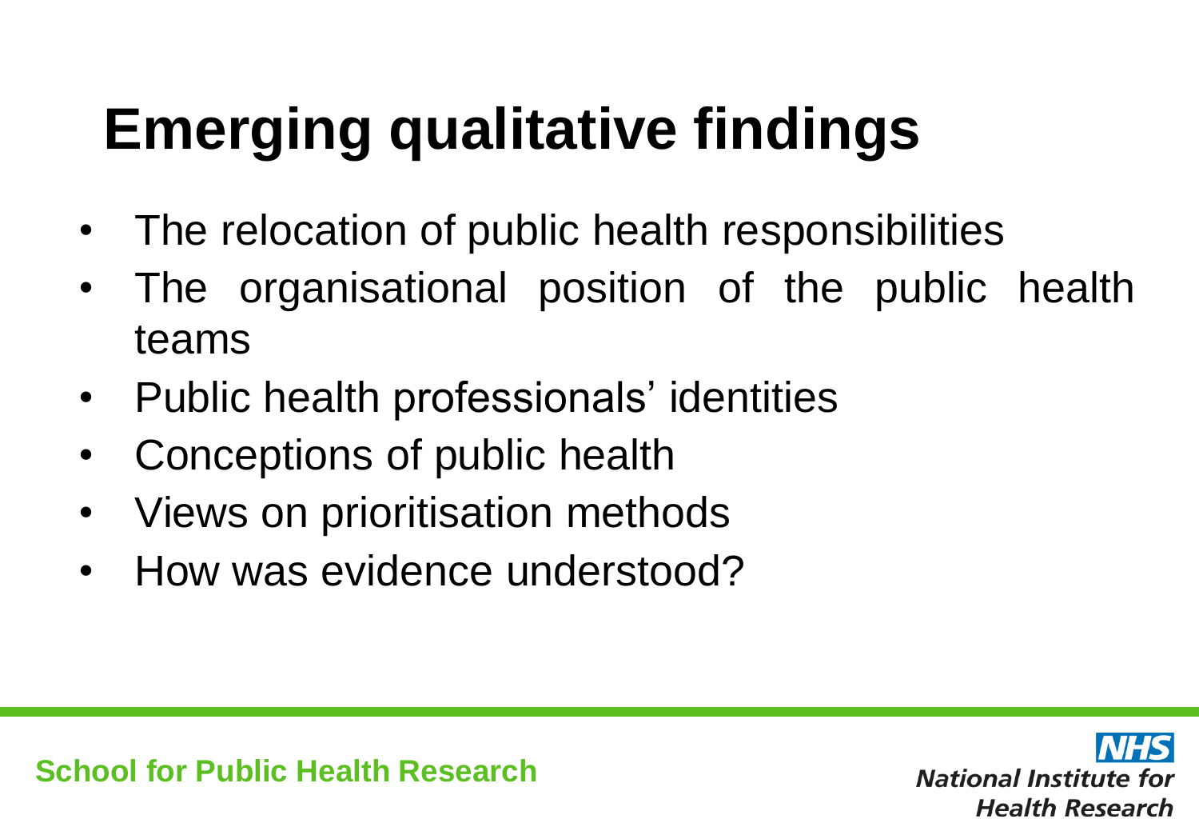# Emerging qualitative findings

- The relocation of public health responsibilities
- The organisational position of the public health teams
- Public health professionals' identities
- Conceptions of public health
- Views on prioritisation methods
- How was evidence understood?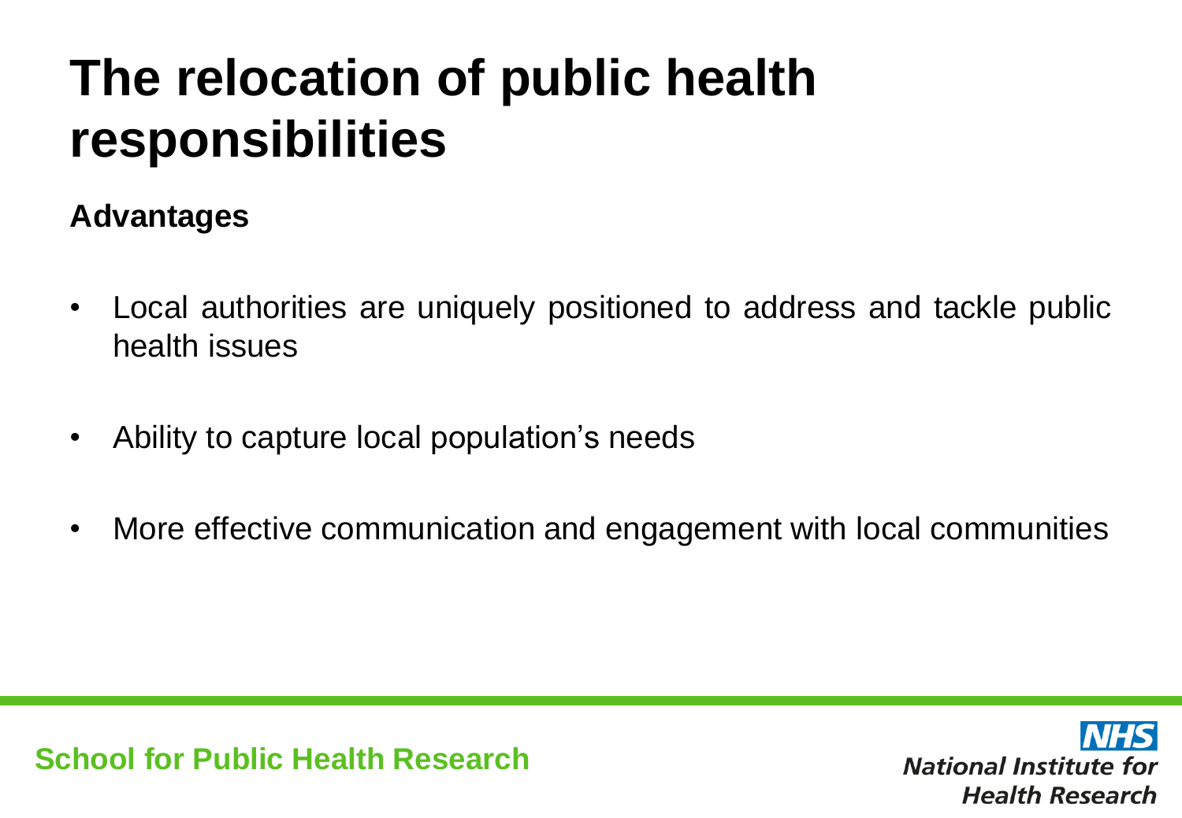# The relocation of public health responsibilities

**Advantages**

- Local authorities are uniquely positioned to address and tackle public health issues
- Ability to capture local population's needs
- More effective communication and engagement with local communities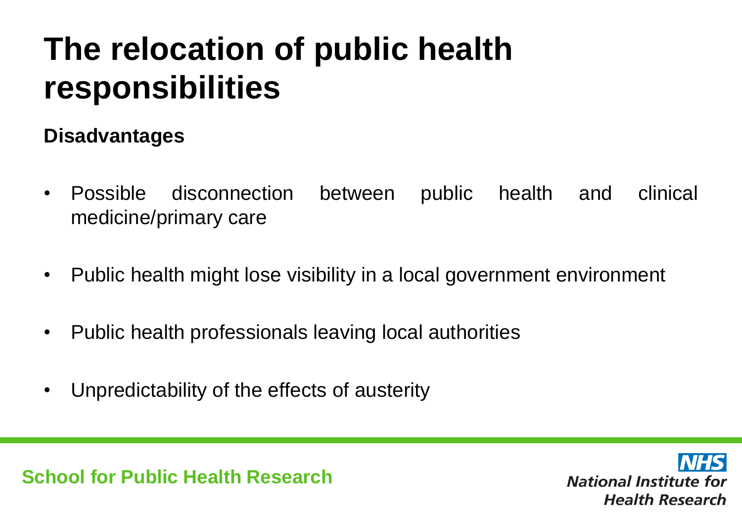# The relocation of public health responsibilities

**Disadvantages**

- Possible disconnection between public health and clinical medicine/primary care
- Public health might lose visibility in a local government environment
- Public health professionals leaving local authorities
- Unpredictability of the effects of austerity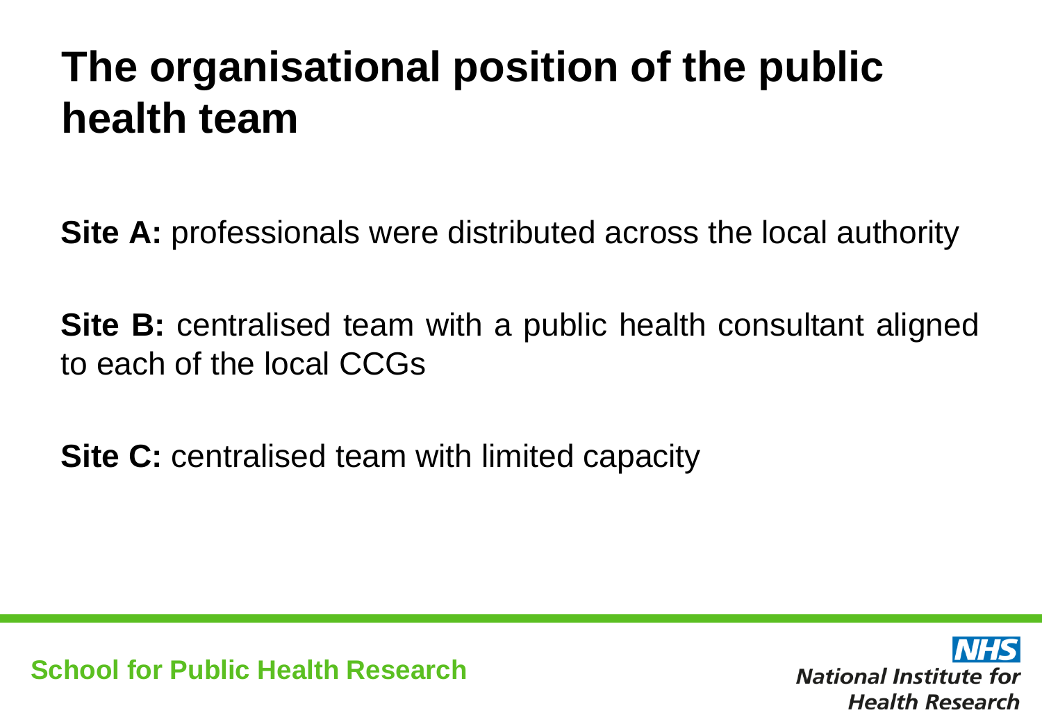# The organisational position of the public health team

**Site A:** professionals were distributed across the local authority

**Site B:** centralised team with a public health consultant aligned to each of the local CCGs

**Site C:** centralised team with limited capacity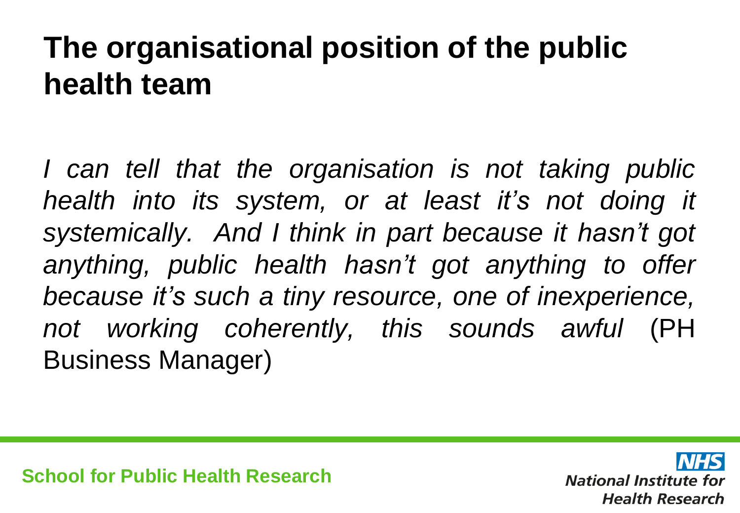# The organisational position of the public health team

*I can tell that the organisation is not taking public health into its system, or at least it's not doing it systemically. And I think in part because it hasn't got anything, public health hasn't got anything to offer because it's such a tiny resource, one of inexperience, not working coherently, this sounds awful* (PH Business Manager)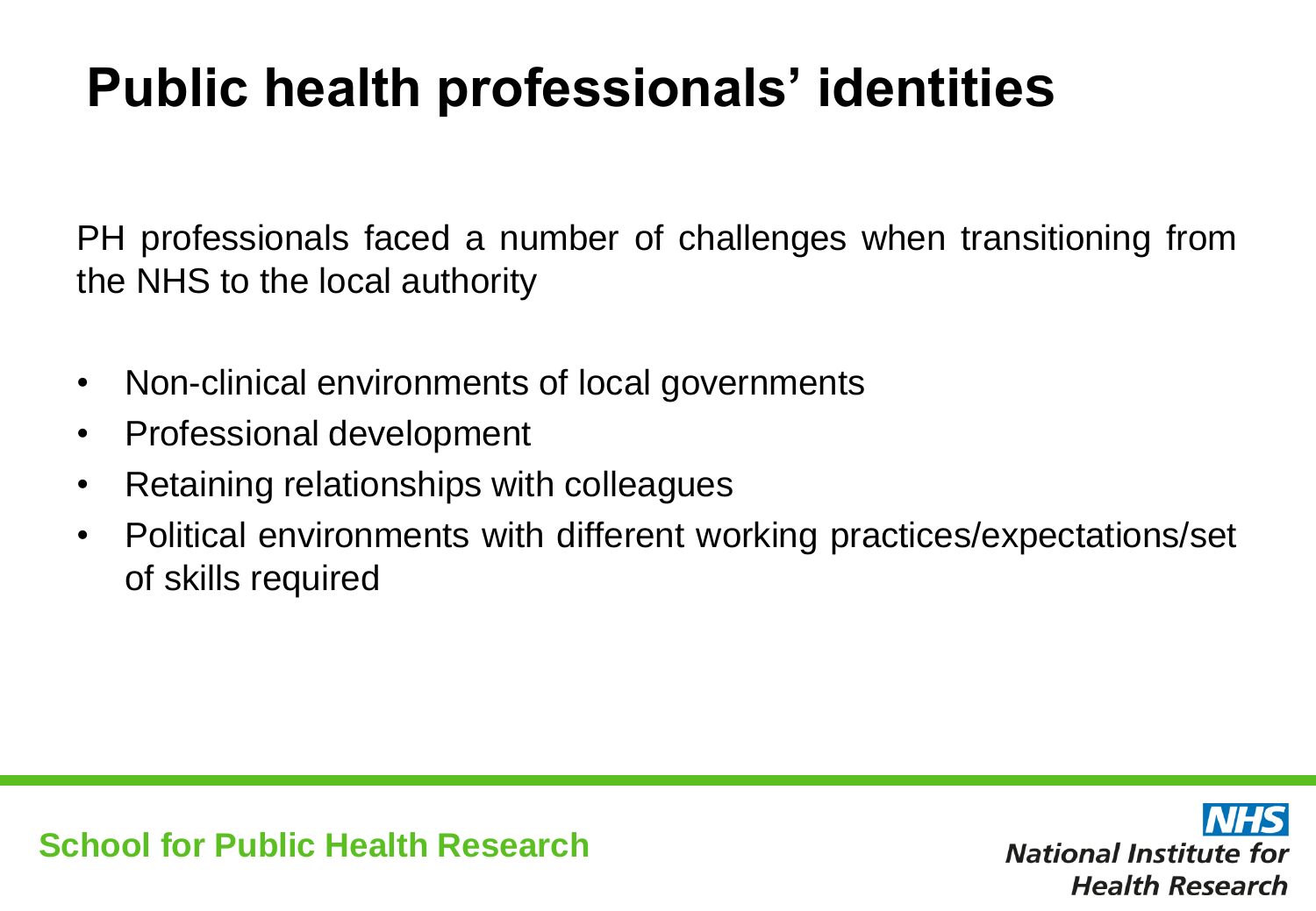# Public health professionals' identities

PH professionals faced a number of challenges when transitioning from the NHS to the local authority

- Non-clinical environments of local governments
- Professional development
- Retaining relationships with colleagues
- Political environments with different working practices/expectations/set of skills required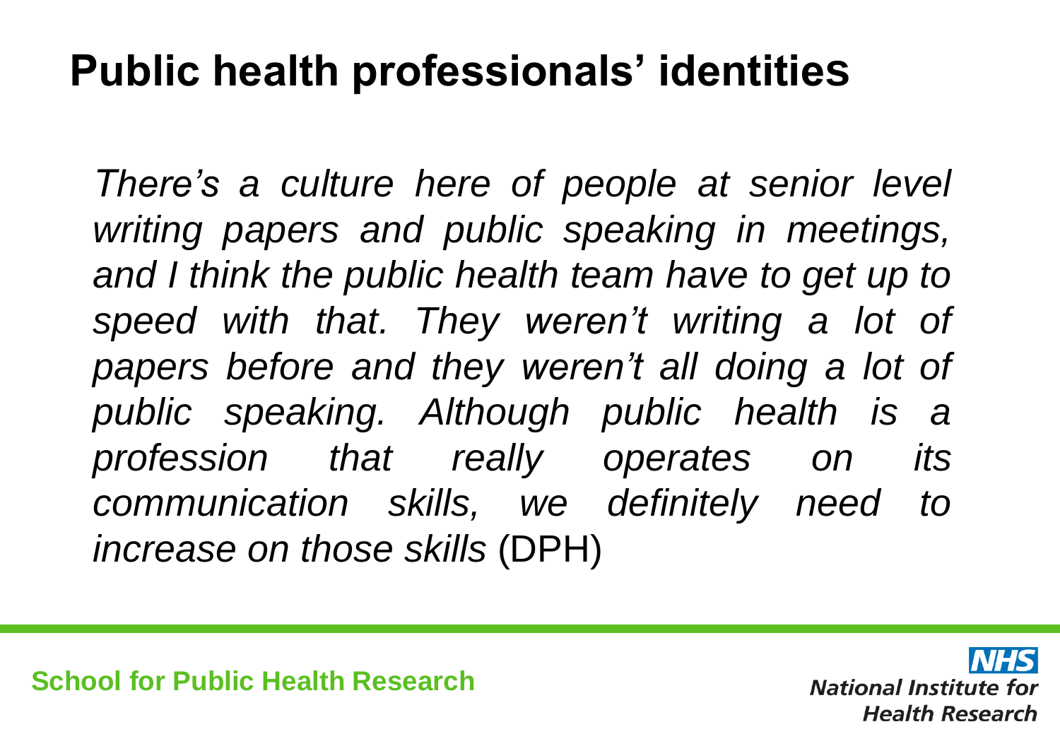# Public health professionals' identities

*There's a culture here of people at senior level writing papers and public speaking in meetings, and I think the public health team have to get up to speed with that. They weren't writing a lot of papers before and they weren't all doing a lot of public speaking. Although public health is a profession that really operates on its communication skills, we definitely need to increase on those skills* (DPH)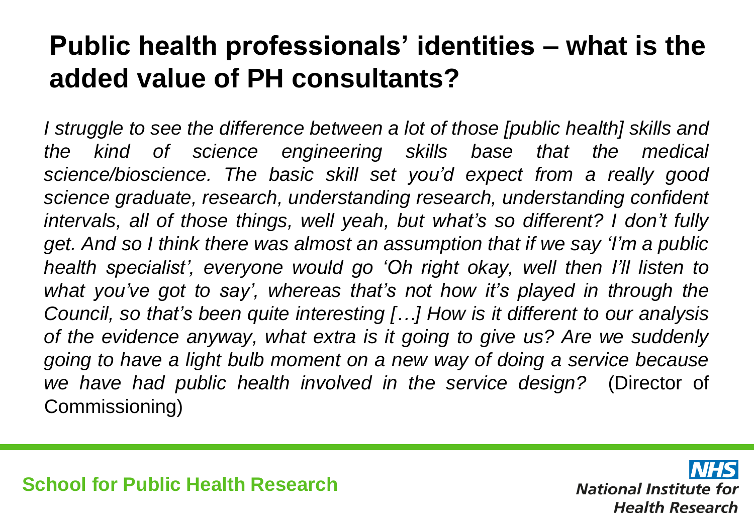# Public health professionals' identities – what is the added value of PH consultants?

*I struggle to see the difference between a lot of those [public health] skills and the kind of science engineering skills base that the medical science/bioscience. The basic skill set you'd expect from a really good science graduate, research, understanding research, understanding confident intervals, all of those things, well yeah, but what's so different? I don't fully get. And so I think there was almost an assumption that if we say 'I'm a public health specialist', everyone would go 'Oh right okay, well then I'll listen to what you've got to say', whereas that's not how it's played in through the Council, so that's been quite interesting […] How is it different to our analysis of the evidence anyway, what extra is it going to give us? Are we suddenly going to have a light bulb moment on a new way of doing a service because we have had public health involved in the service design?* (Director of Commissioning)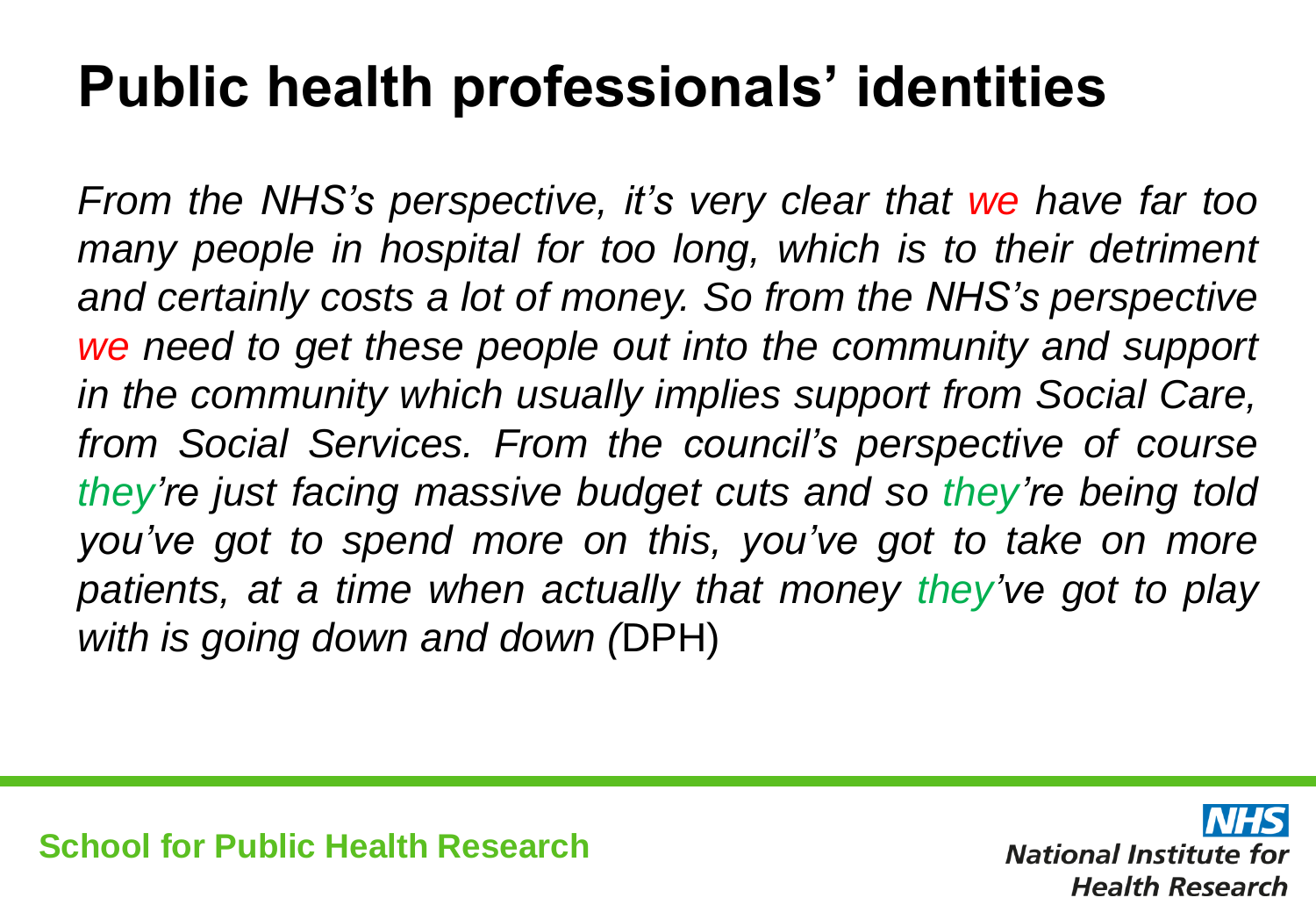# Public health professionals' identities

*From the NHS's perspective, it's very clear that we have far too many people in hospital for too long, which is to their detriment and certainly costs a lot of money. So from the NHS's perspective we need to get these people out into the community and support in the community which usually implies support from Social Care, from Social Services. From the council's perspective of course they're just facing massive budget cuts and so they're being told you've got to spend more on this, you've got to take on more patients, at a time when actually that money they've got to play with is going down and down (*DPH)

School for Public Health Research

NHS National Institute for Health Research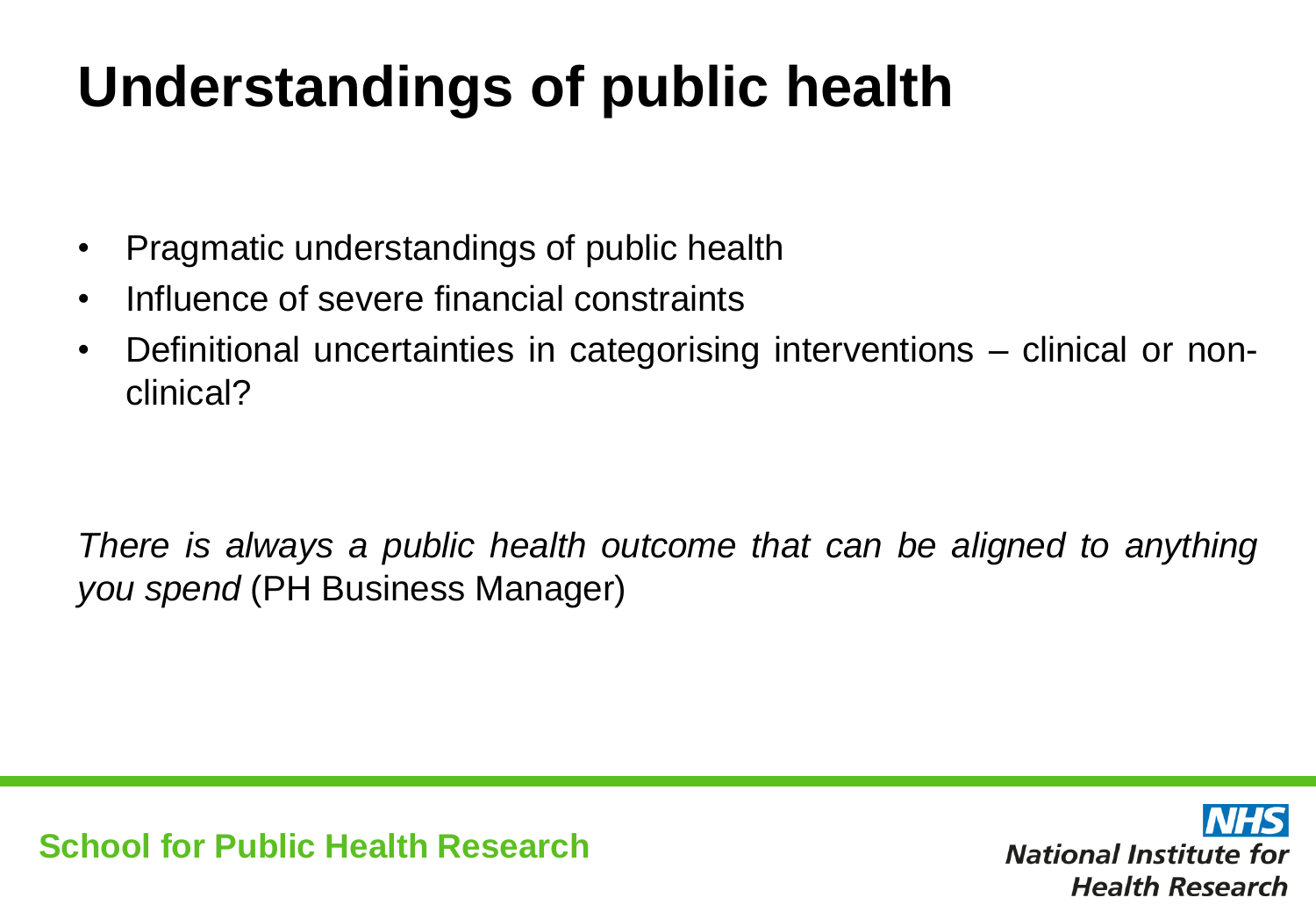# Understandings of public health

- Pragmatic understandings of public health
- Influence of severe financial constraints
- Definitional uncertainties in categorising interventions – clinical or non-clinical?

*There is always a public health outcome that can be aligned to anything you spend* (PH Business Manager)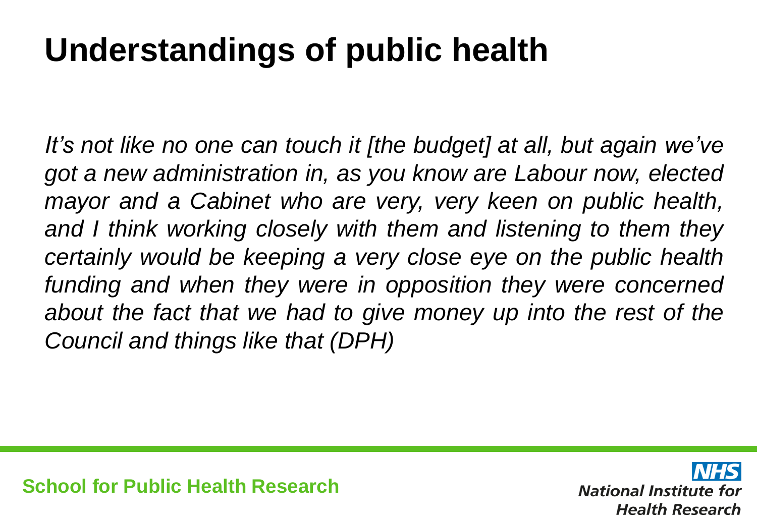# Understandings of public health

*It's not like no one can touch it [the budget] at all, but again we've got a new administration in, as you know are Labour now, elected mayor and a Cabinet who are very, very keen on public health, and I think working closely with them and listening to them they certainly would be keeping a very close eye on the public health funding and when they were in opposition they were concerned about the fact that we had to give money up into the rest of the Council and things like that (DPH)*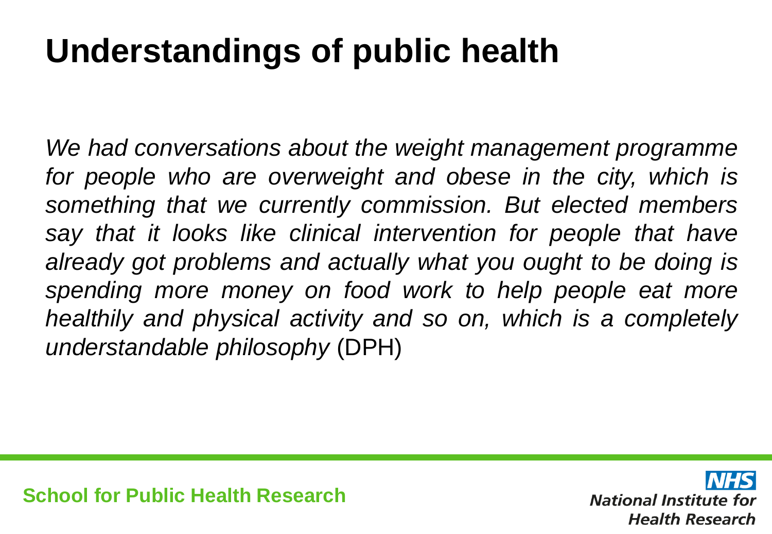# Understandings of public health

*We had conversations about the weight management programme for people who are overweight and obese in the city, which is something that we currently commission. But elected members say that it looks like clinical intervention for people that have already got problems and actually what you ought to be doing is spending more money on food work to help people eat more healthily and physical activity and so on, which is a completely understandable philosophy* (DPH)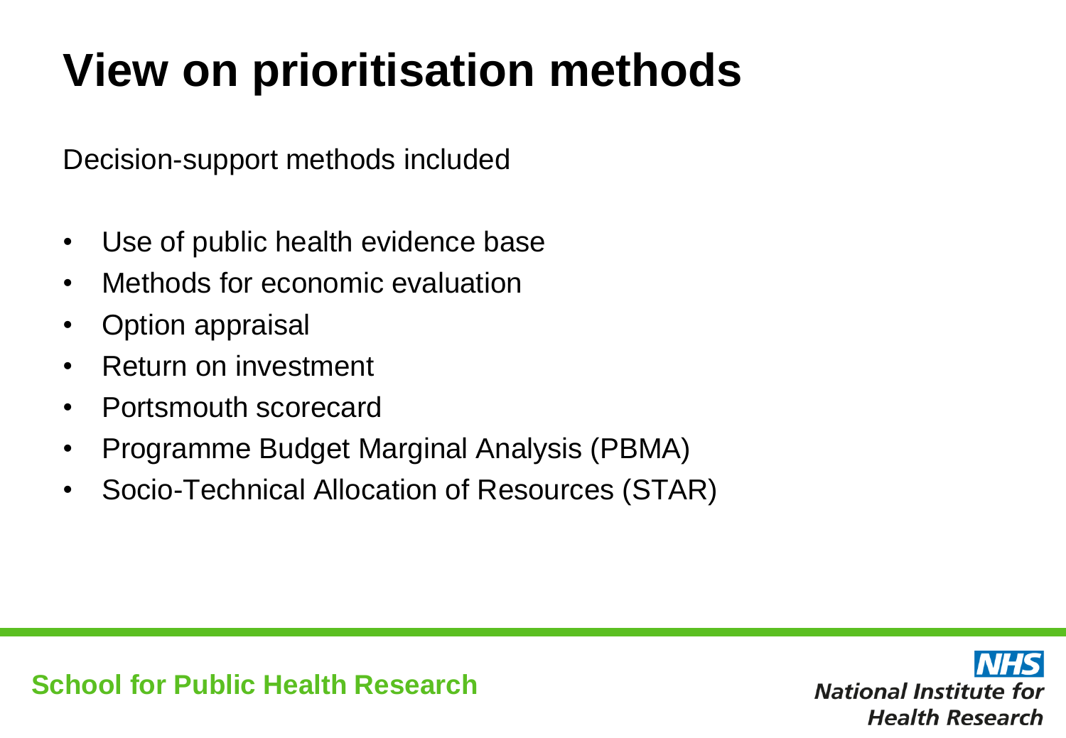# View on prioritisation methods

Decision-support methods included

- Use of public health evidence base
- Methods for economic evaluation
- Option appraisal
- Return on investment
- Portsmouth scorecard
- Programme Budget Marginal Analysis (PBMA)
- Socio-Technical Allocation of Resources (STAR)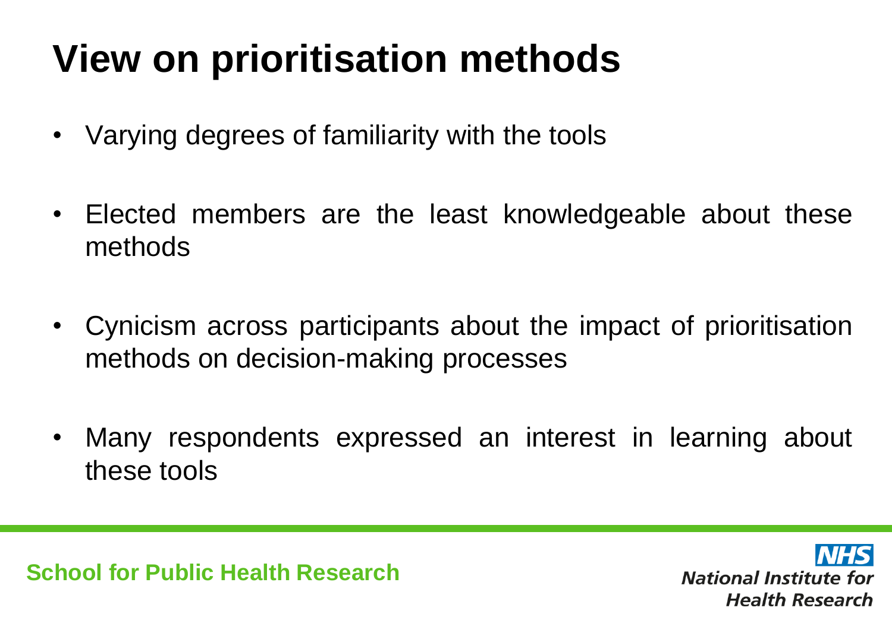# View on prioritisation methods

- Varying degrees of familiarity with the tools
- Elected members are the least knowledgeable about these methods
- Cynicism across participants about the impact of prioritisation methods on decision-making processes
- Many respondents expressed an interest in learning about these tools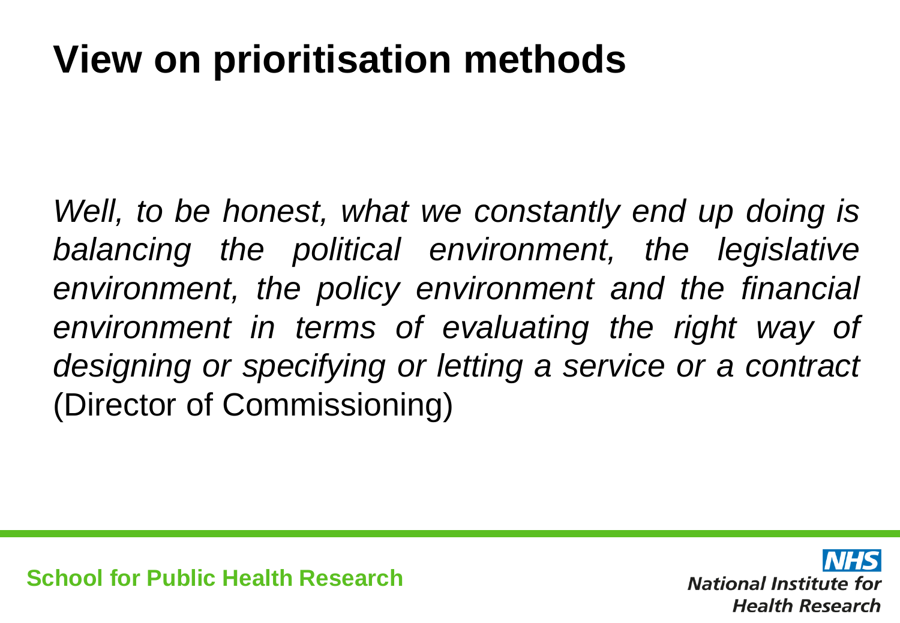# View on prioritisation methods

*Well, to be honest, what we constantly end up doing is balancing the political environment, the legislative environment, the policy environment and the financial environment in terms of evaluating the right way of designing or specifying or letting a service or a contract* (Director of Commissioning)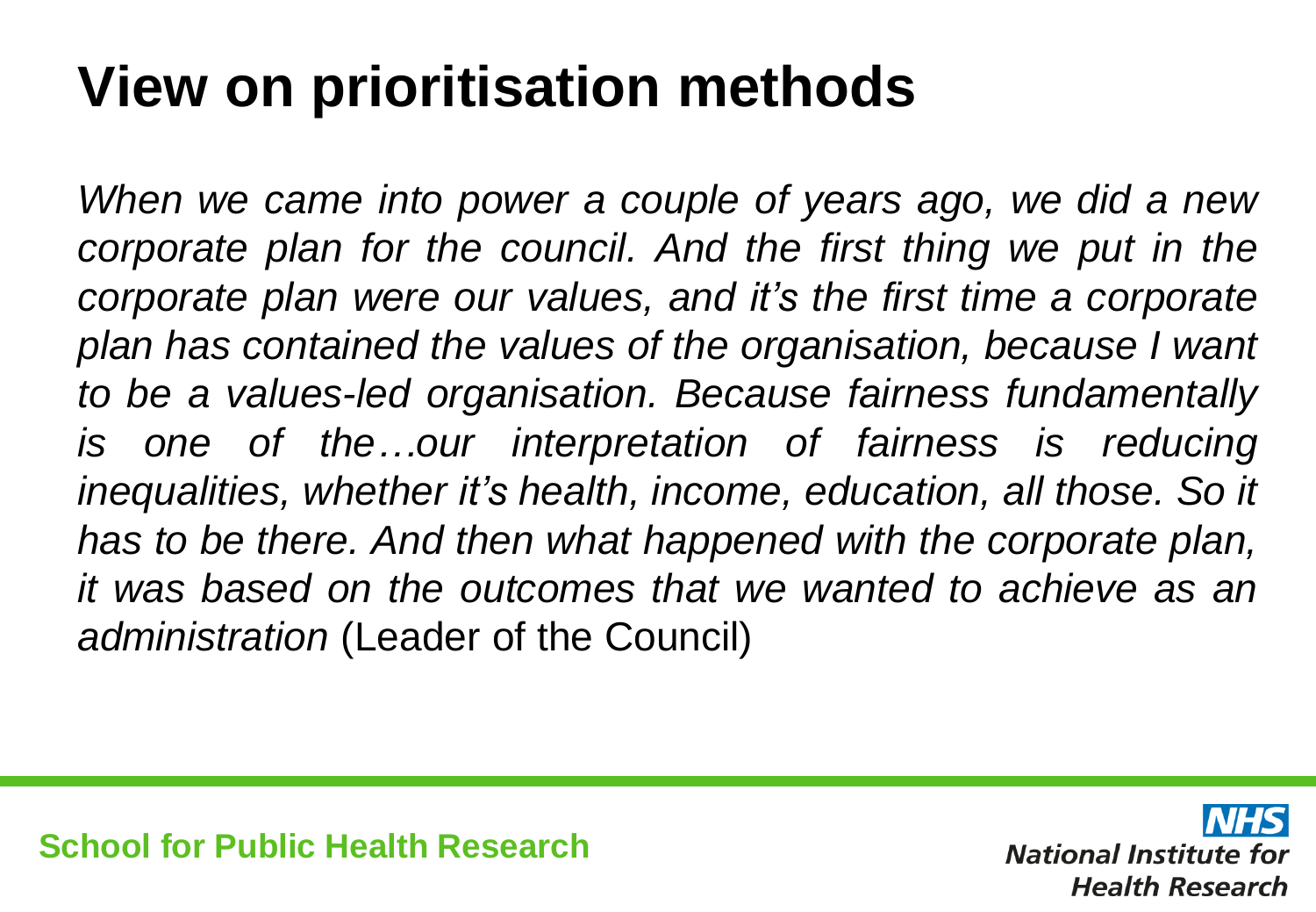# View on prioritisation methods

*When we came into power a couple of years ago, we did a new corporate plan for the council. And the first thing we put in the corporate plan were our values, and it's the first time a corporate plan has contained the values of the organisation, because I want to be a values-led organisation. Because fairness fundamentally is one of the…our interpretation of fairness is reducing inequalities, whether it's health, income, education, all those. So it has to be there. And then what happened with the corporate plan, it was based on the outcomes that we wanted to achieve as an administration* (Leader of the Council)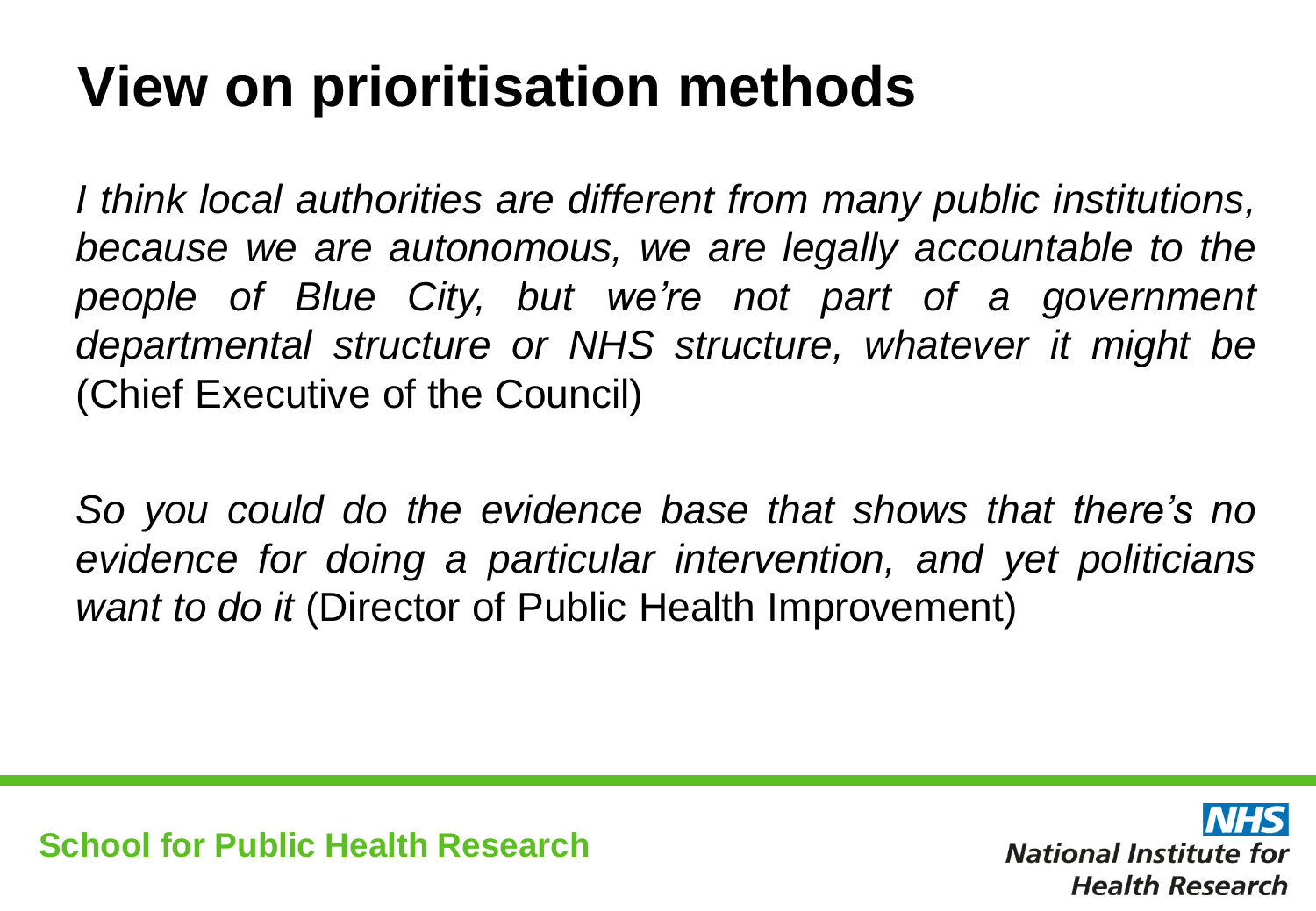# View on prioritisation methods

*I think local authorities are different from many public institutions, because we are autonomous, we are legally accountable to the people of Blue City, but we're not part of a government departmental structure or NHS structure, whatever it might be* (Chief Executive of the Council)

*So you could do the evidence base that shows that there's no evidence for doing a particular intervention, and yet politicians want to do it* (Director of Public Health Improvement)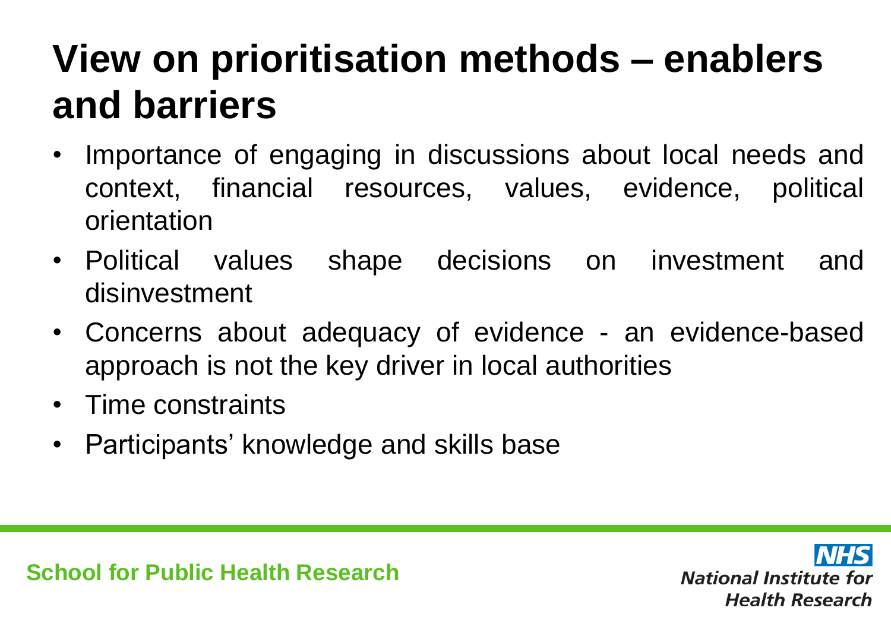# View on prioritisation methods – enablers and barriers

- Importance of engaging in discussions about local needs and context, financial resources, values, evidence, political orientation
- Political values shape decisions on investment and disinvestment
- Concerns about adequacy of evidence - an evidence-based approach is not the key driver in local authorities
- Time constraints
- Participants' knowledge and skills base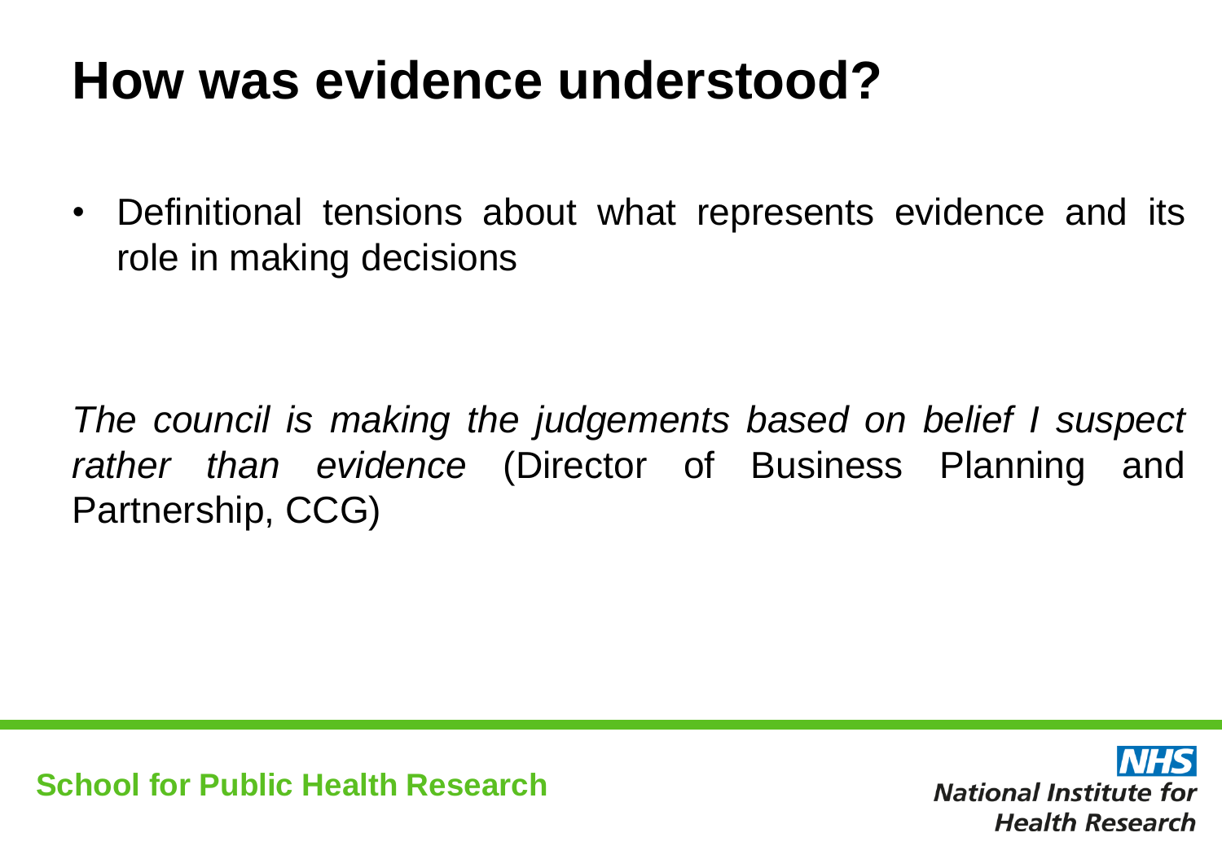# How was evidence understood?

- Definitional tensions about what represents evidence and its role in making decisions

*The council is making the judgements based on belief I suspect rather than evidence* (Director of Business Planning and Partnership, CCG)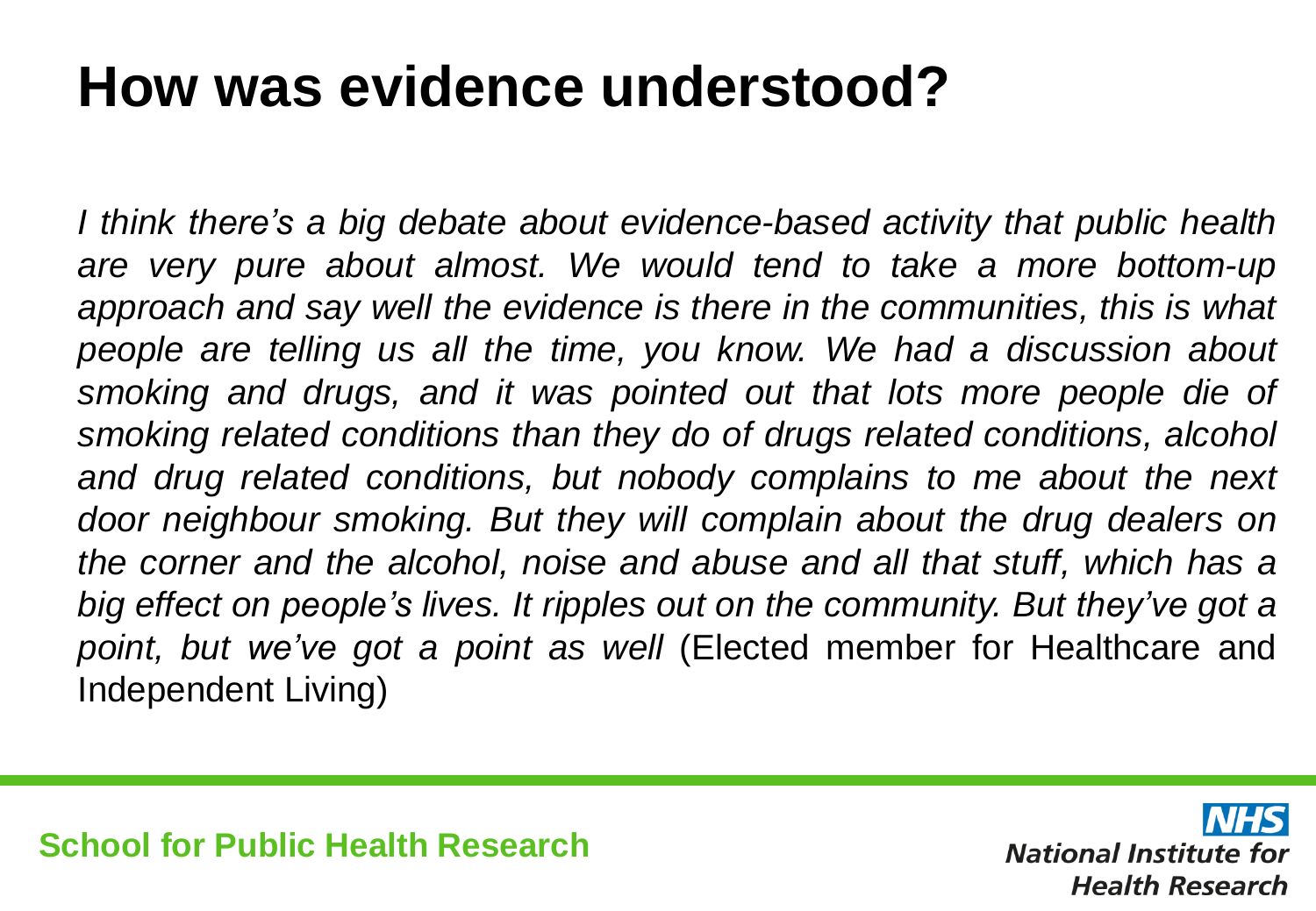# How was evidence understood?

*I think there's a big debate about evidence-based activity that public health are very pure about almost. We would tend to take a more bottom-up approach and say well the evidence is there in the communities, this is what people are telling us all the time, you know. We had a discussion about smoking and drugs, and it was pointed out that lots more people die of smoking related conditions than they do of drugs related conditions, alcohol and drug related conditions, but nobody complains to me about the next door neighbour smoking. But they will complain about the drug dealers on the corner and the alcohol, noise and abuse and all that stuff, which has a big effect on people's lives. It ripples out on the community. But they've got a point, but we've got a point as well* (Elected member for Healthcare and Independent Living)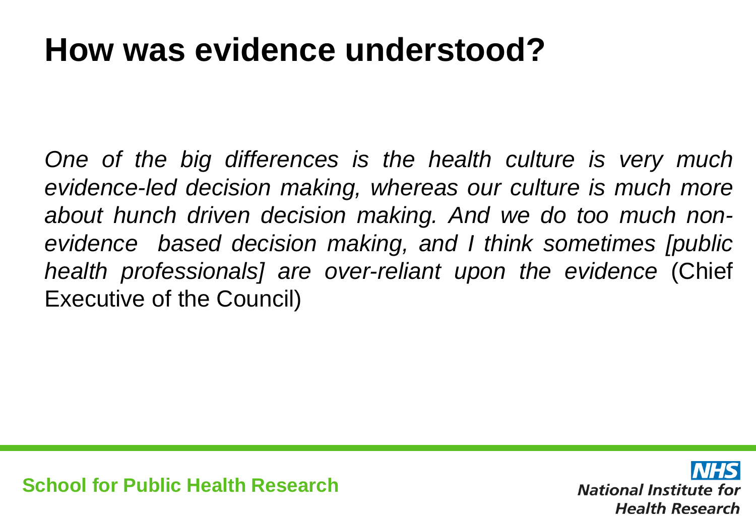# How was evidence understood?

*One of the big differences is the health culture is very much evidence-led decision making, whereas our culture is much more about hunch driven decision making. And we do too much non-evidence based decision making, and I think sometimes [public health professionals] are over-reliant upon the evidence* (Chief Executive of the Council)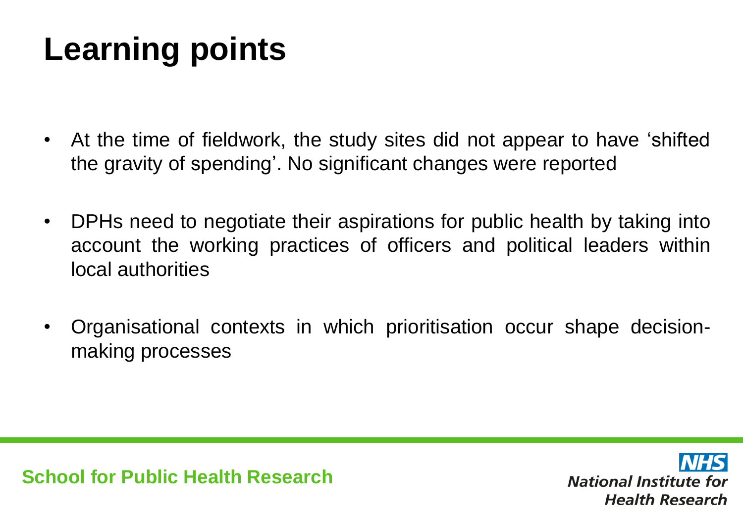# Learning points

- At the time of fieldwork, the study sites did not appear to have 'shifted the gravity of spending'. No significant changes were reported
- DPHs need to negotiate their aspirations for public health by taking into account the working practices of officers and political leaders within local authorities
- Organisational contexts in which prioritisation occur shape decision-making processes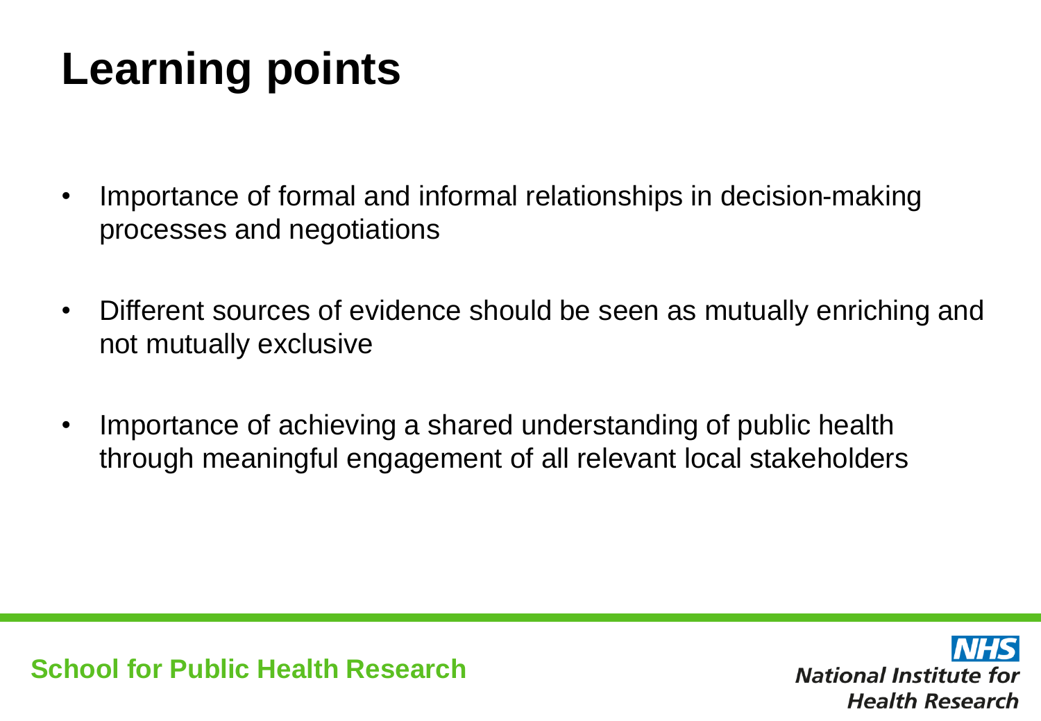# Learning points

- Importance of formal and informal relationships in decision-making processes and negotiations
- Different sources of evidence should be seen as mutually enriching and not mutually exclusive
- Importance of achieving a shared understanding of public health through meaningful engagement of all relevant local stakeholders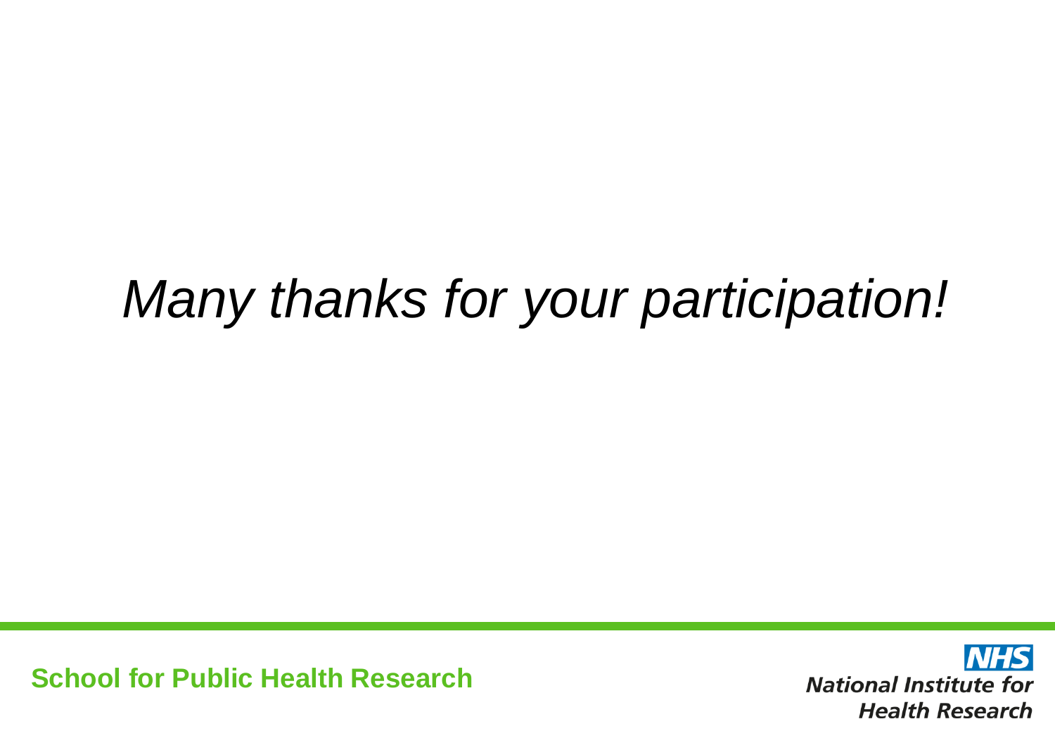*Many thanks for your participation!*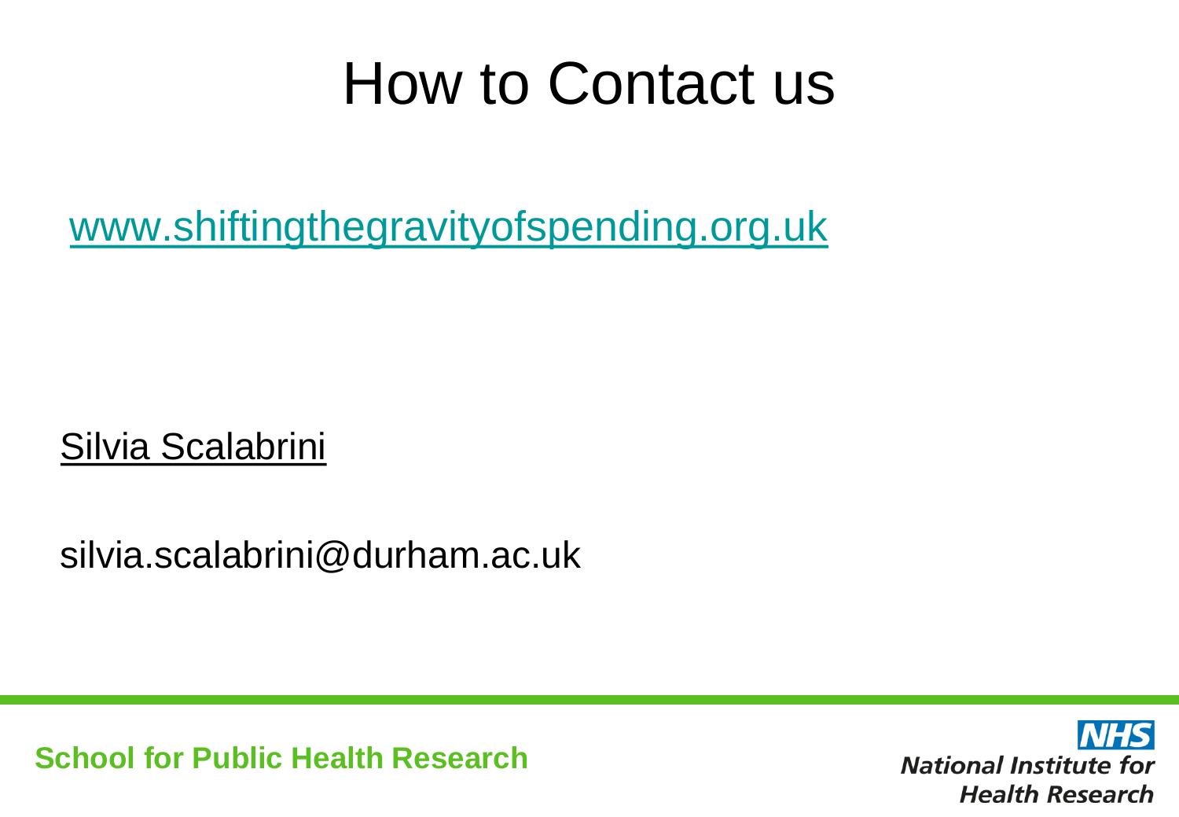# How to Contact us

www.shiftingthegravityofspending.org.uk

Silvia Scalabrini

silvia.scalabrini@durham.ac.uk

**School for Public Health Research**

**NHS National Institute for Health Research**